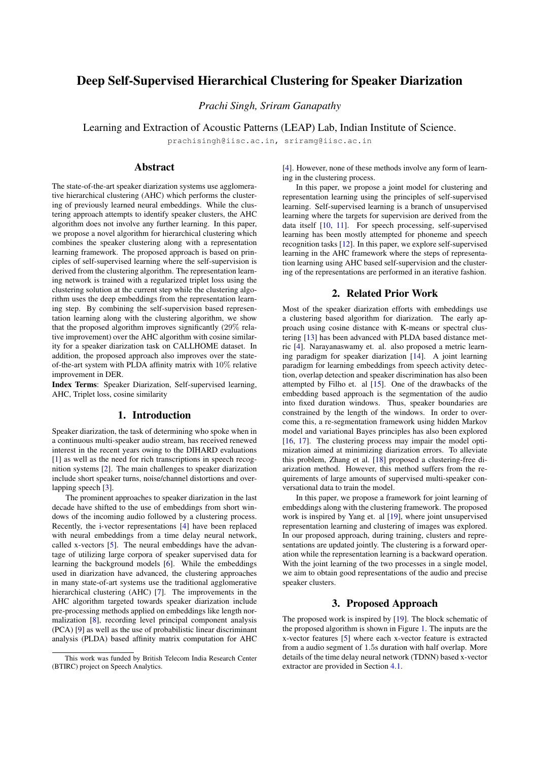# Deep Self-Supervised Hierarchical Clustering for Speaker Diarization

*Prachi Singh, Sriram Ganapathy*

Learning and Extraction of Acoustic Patterns (LEAP) Lab, Indian Institute of Science.

prachisingh@iisc.ac.in, sriramg@iisc.ac.in

## Abstract

The state-of-the-art speaker diarization systems use agglomerative hierarchical clustering (AHC) which performs the clustering of previously learned neural embeddings. While the clustering approach attempts to identify speaker clusters, the AHC algorithm does not involve any further learning. In this paper, we propose a novel algorithm for hierarchical clustering which combines the speaker clustering along with a representation learning framework. The proposed approach is based on principles of self-supervised learning where the self-supervision is derived from the clustering algorithm. The representation learning network is trained with a regularized triplet loss using the clustering solution at the current step while the clustering algorithm uses the deep embeddings from the representation learning step. By combining the self-supervision based representation learning along with the clustering algorithm, we show that the proposed algorithm improves significantly (29% relative improvement) over the AHC algorithm with cosine similarity for a speaker diarization task on CALLHOME dataset. In addition, the proposed approach also improves over the state-of-the-art system with PLDA affinity matrix with 10% relative improvement in DER.

**Index Terms**: Speaker Diarization, Self-supervised learning, AHC, Triplet loss, cosine similarity

## 1. Introduction

Speaker diarization, the task of determining who spoke when in a continuous multi-speaker audio stream, has received renewed interest in the recent years owing to the DIHARD evaluations [1] as well as the need for rich transcriptions in speech recognition systems [2]. The main challenges to speaker diarization include short speaker turns, noise/channel distortions and overlapping speech [3].

The prominent approaches to speaker diarization in the last decade have shifted to the use of embeddings from short windows of the incoming audio followed by a clustering process. Recently, the i-vector representations [4] have been replaced with neural embeddings from a time delay neural network, called x-vectors [5]. The neural embeddings have the advantage of utilizing large corpora of speaker supervised data for learning the background models [6]. While the embeddings used in diarization have advanced, the clustering approaches in many state-of-art systems use the traditional agglomerative hierarchical clustering (AHC) [7]. The improvements in the AHC algorithm targeted towards speaker diarization include pre-processing methods applied on embeddings like length normalization [8], recording level principal component analysis (PCA) [9] as well as the use of probabilistic linear discriminant analysis (PLDA) based affinity matrix computation for AHC [4]. However, none of these methods involve any form of learning in the clustering process.

In this paper, we propose a joint model for clustering and representation learning using the principles of self-supervised learning. Self-supervised learning is a branch of unsupervised learning where the targets for supervision are derived from the data itself [10, 11]. For speech processing, self-supervised learning has been mostly attempted for phoneme and speech recognition tasks [12]. In this paper, we explore self-supervised learning in the AHC framework where the steps of representation learning using AHC based self-supervision and the clustering of the representations are performed in an iterative fashion.

## 2. Related Prior Work

Most of the speaker diarization efforts with embeddings use a clustering based algorithm for diarization. The early approach using cosine distance with K-means or spectral clustering [13] has been advanced with PLDA based distance metric [4]. Narayanaswamy et. al. also proposed a metric learning paradigm for speaker diarization [14]. A joint learning paradigm for learning embeddings from speech activity detection, overlap detection and speaker discrimination has also been attempted by Filho et. al [15]. One of the drawbacks of the embedding based approach is the segmentation of the audio into fixed duration windows. Thus, speaker boundaries are constrained by the length of the windows. In order to overcome this, a re-segmentation framework using hidden Markov model and variational Bayes principles has also been explored [16, 17]. The clustering process may impair the model optimization aimed at minimizing diarization errors. To alleviate this problem, Zhang et al. [18] proposed a clustering-free diarization method. However, this method suffers from the requirements of large amounts of supervised multi-speaker conversational data to train the model.

In this paper, we propose a framework for joint learning of embeddings along with the clustering framework. The proposed work is inspired by Yang et. al [19], where joint unsupervised representation learning and clustering of images was explored. In our proposed approach, during training, clusters and representations are updated jointly. The clustering is a forward operation while the representation learning is a backward operation. With the joint learning of the two processes in a single model, we aim to obtain good representations of the audio and precise speaker clusters.

## 3. Proposed Approach

The proposed work is inspired by [19]. The block schematic of the proposed algorithm is shown in Figure 1. The inputs are the x-vector features [5] where each x-vector feature is extracted from a audio segment of 1.5s duration with half overlap. More details of the time delay neural network (TDNN) based x-vector extractor are provided in Section 4.1.

This work was funded by British Telecom India Research Center (BTIRC) project on Speech Analytics.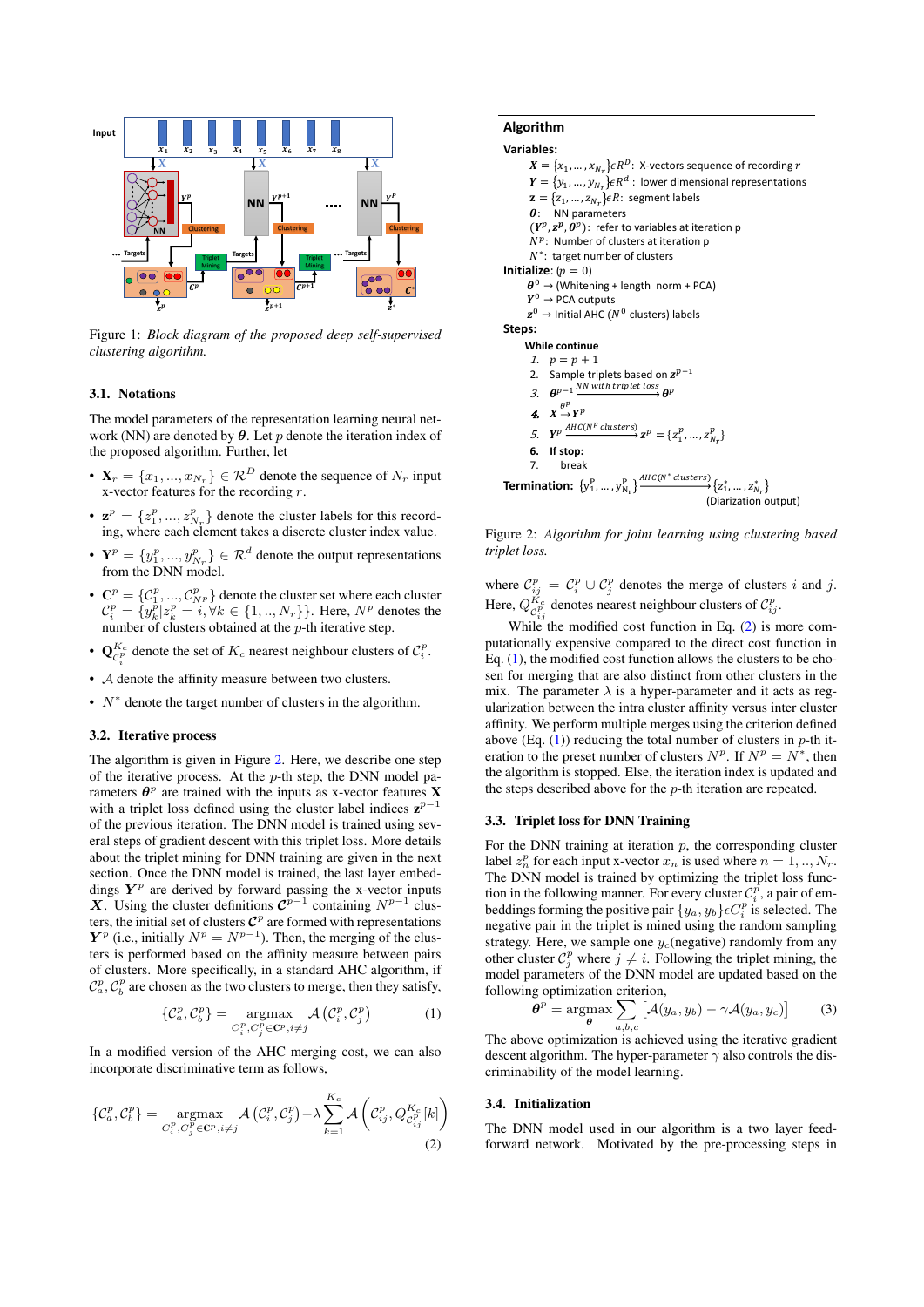Figure 1: *Block diagram of the proposed deep self-supervised clustering algorithm.*

### 3.1. Notations

The model parameters of the representation learning neural network (NN) are denoted by $\boldsymbol{\theta}$. Let $p$ denote the iteration index of the proposed algorithm. Further, let

- $\mathbf{X}_r = \{x_1, ..., x_{N_r}\} \in \mathcal{R}^D$ denote the sequence of $N_r$ input x-vector features for the recording $r$.
- $\mathbf{z}^p = \{z_1^p, ..., z_{N_r}^p\}$ denote the cluster labels for this recording, where each element takes a discrete cluster index value.
- $\mathbf{Y}^p = \{y_1^p, ..., y_{N_r}^p\} \in \mathcal{R}^d$ denote the output representations from the DNN model.
- $\mathbf{C}^p = \{\mathcal{C}_1^p, ..., \mathcal{C}_{N^p}^p\}$ denote the cluster set where each cluster $\mathcal{C}_i^p = \{y_k^p | z_k^p = i, \forall k \in \{1, .., N_r\}\}$. Here, $N^p$ denotes the number of clusters obtained at the $p$-th iterative step.
- $\mathbf{Q}_{\mathcal{C}_i^p}^{K_c}$ denote the set of $K_c$ nearest neighbour clusters of $\mathcal{C}_i^p$.
- $\mathcal{A}$ denote the affinity measure between two clusters.
- $N^*$ denote the target number of clusters in the algorithm.

### 3.2. Iterative process

The algorithm is given in Figure 2. Here, we describe one step of the iterative process. At the $p$-th step, the DNN model parameters $\boldsymbol{\theta}^p$ are trained with the inputs as x-vector features $\mathbf{X}$ with a triplet loss defined using the cluster label indices $\mathbf{z}^{p-1}$ of the previous iteration. The DNN model is trained using several steps of gradient descent with this triplet loss. More details about the triplet mining for DNN training are given in the next section. Once the DNN model is trained, the last layer embeddings $\boldsymbol{Y}^p$ are derived by forward passing the x-vector inputs $\boldsymbol{X}$. Using the cluster definitions $\boldsymbol{\mathcal{C}}^{p-1}$ containing $N^{p-1}$ clusters, the initial set of clusters $\boldsymbol{\mathcal{C}}^p$ are formed with representations $\boldsymbol{Y}^p$ (i.e., initially $N^p = N^{p-1}$). Then, the merging of the clusters is performed based on the affinity measure between pairs of clusters. More specifically, in a standard AHC algorithm, if $\mathcal{C}_a^p, \mathcal{C}_b^p$ are chosen as the two clusters to merge, then they satisfy,

$$\{\mathcal{C}_a^p, \mathcal{C}_b^p\} = \underset{\mathcal{C}_i^p, \mathcal{C}_j^p \in \mathbf{C}^p, i \neq j}{\operatorname{argmax}} \ \mathcal{A}\left(\mathcal{C}_i^p, \mathcal{C}_j^p\right) \tag{1}$$

In a modified version of the AHC merging cost, we can also incorporate discriminative term as follows,

$$\{\mathcal{C}_a^p, \mathcal{C}_b^p\} = \underset{\mathcal{C}_i^p, \mathcal{C}_j^p \in \mathbf{C}^p, i \neq j}{\operatorname{argmax}} \ \mathcal{A}\left(\mathcal{C}_i^p, \mathcal{C}_j^p\right) - \lambda \sum_{k=1}^{K_c} \mathcal{A}\left(\mathcal{C}_{ij}^p, Q_{\mathcal{C}_{ij}^p}^{K_c}[k]\right) \tag{2}$$

**Algorithm**

**Variables:**

- $\boldsymbol{X} = \{x_1, ..., x_{N_r}\} \epsilon R^D$: X-vectors sequence of recording $r$
- $\boldsymbol{Y} = \{y_1, ..., y_{N_r}\} \epsilon R^d$ : lower dimensional representations
- $\mathbf{z} = \{z_1, ..., z_{N_r}\} \epsilon R$: segment labels
- $\boldsymbol{\theta}$: NN parameters
- $(\boldsymbol{Y}^p, \boldsymbol{z}^p, \boldsymbol{\theta}^p)$: refer to variables at iteration p
- $N^p$: Number of clusters at iteration p
- $N^*$: target number of clusters

**Initialize:** $(p = 0)$

- $\boldsymbol{\theta}^0 \rightarrow$ (Whitening + length norm + PCA)
- $\boldsymbol{Y}^0 \rightarrow$ PCA outputs
- $\boldsymbol{z}^0 \rightarrow$ Initial AHC ($N^0$ clusters) labels

**Steps:**

**While continue**

1. $p = p + 1$
2. Sample triplets based on $\boldsymbol{z}^{p-1}$
3. $\boldsymbol{\theta}^{p-1} \xrightarrow{NN\ with\ triplet\ loss} \boldsymbol{\theta}^p$
4. $\boldsymbol{X} \xrightarrow{\boldsymbol{\theta}^p} \boldsymbol{Y}^p$
5. $\boldsymbol{Y}^p \xrightarrow{AHC(N^p\ clusters)} \boldsymbol{z}^p = \{z_1^p, ..., z_{N_r}^p\}$
6. **If stop:**
7. break

**Termination:** $\{y_1^p, ..., y_{N_r}^p\} \xrightarrow{AHC(N^*\ clusters)} \{z_1^*, ..., z_{N_r}^*\}$ (Diarization output)

Figure 2: *Algorithm for joint learning using clustering based triplet loss.*

where $\mathcal{C}_{ij}^p = \mathcal{C}_i^p \cup \mathcal{C}_j^p$ denotes the merge of clusters $i$ and $j$. Here, $Q_{\mathcal{C}_{ij}^p}^{K_c}$ denotes nearest neighbour clusters of $\mathcal{C}_{ij}^p$.

While the modified cost function in Eq. (2) is more computationally expensive compared to the direct cost function in Eq. (1), the modified cost function allows the clusters to be chosen for merging that are also distinct from other clusters in the mix. The parameter $\lambda$ is a hyper-parameter and it acts as regularization between the intra cluster affinity versus inter cluster affinity. We perform multiple merges using the criterion defined above (Eq. (1)) reducing the total number of clusters in $p$-th iteration to the preset number of clusters $N^p$. If $N^p = N^*$, then the algorithm is stopped. Else, the iteration index is updated and the steps described above for the $p$-th iteration are repeated.

### 3.3. Triplet loss for DNN Training

For the DNN training at iteration $p$, the corresponding cluster label $z_n^p$ for each input x-vector $x_n$ is used where $n = 1, .., N_r$. The DNN model is trained by optimizing the triplet loss function in the following manner. For every cluster $\mathcal{C}_i^p$, a pair of embeddings forming the positive pair $\{y_a, y_b\} \epsilon \mathcal{C}_i^p$ is selected. The negative pair in the triplet is mined using the random sampling strategy. Here, we sample one $y_c$(negative) randomly from any other cluster $\mathcal{C}_j^p$ where $j \neq i$. Following the triplet mining, the model parameters of the DNN model are updated based on the following optimization criterion,

$$\boldsymbol{\theta}^p = \underset{\boldsymbol{\theta}}{\operatorname{argmax}} \sum_{a,b,c} \left[\mathcal{A}(y_a, y_b) - \gamma \mathcal{A}(y_a, y_c)\right] \tag{3}$$

The above optimization is achieved using the iterative gradient descent algorithm. The hyper-parameter $\gamma$ also controls the discriminability of the model learning.

### 3.4. Initialization

The DNN model used in our algorithm is a two layer feed-forward network. Motivated by the pre-processing steps in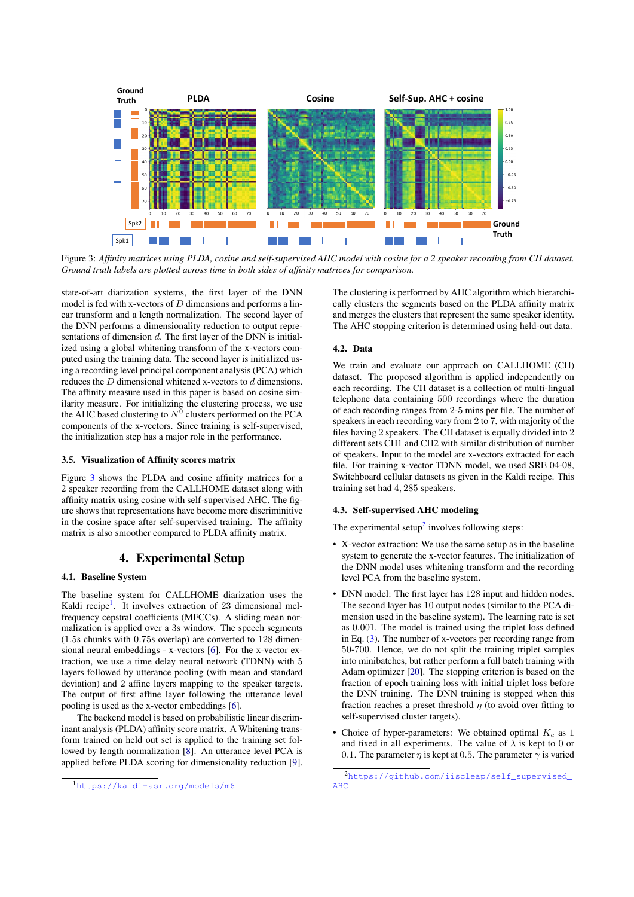Figure 3: *Affinity matrices using PLDA, cosine and self-supervised AHC model with cosine for a 2 speaker recording from CH dataset. Ground truth labels are plotted across time in both sides of affinity matrices for comparison.*

state-of-art diarization systems, the first layer of the DNN model is fed with x-vectors of $D$ dimensions and performs a linear transform and a length normalization. The second layer of the DNN performs a dimensionality reduction to output representations of dimension $d$. The first layer of the DNN is initialized using a global whitening transform of the x-vectors computed using the training data. The second layer is initialized using a recording level principal component analysis (PCA) which reduces the $D$ dimensional whitened x-vectors to $d$ dimensions. The affinity measure used in this paper is based on cosine similarity measure. For initializing the clustering process, we use the AHC based clustering to $N^0$ clusters performed on the PCA components of the x-vectors. Since training is self-supervised, the initialization step has a major role in the performance.

### 3.5. Visualization of Affinity scores matrix

Figure 3 shows the PLDA and cosine affinity matrices for a 2 speaker recording from the CALLHOME dataset along with affinity matrix using cosine with self-supervised AHC. The figure shows that representations have become more discriminitive in the cosine space after self-supervised training. The affinity matrix is also smoother compared to PLDA affinity matrix.

## 4. Experimental Setup

### 4.1. Baseline System

The baseline system for CALLHOME diarization uses the Kaldi recipe[1]. It involves extraction of 23 dimensional mel-frequency cepstral coefficients (MFCCs). A sliding mean normalization is applied over a 3s window. The speech segments (1.5s chunks with 0.75s overlap) are converted to 128 dimensional neural embeddings - x-vectors [6]. For the x-vector extraction, we use a time delay neural network (TDNN) with 5 layers followed by utterance pooling (with mean and standard deviation) and 2 affine layers mapping to the speaker targets. The output of first affine layer following the utterance level pooling is used as the x-vector embeddings [6].

The backend model is based on probabilistic linear discriminant analysis (PLDA) affinity score matrix. A Whitening transform trained on held out set is applied to the training set followed by length normalization [8]. An utterance level PCA is applied before PLDA scoring for dimensionality reduction [9].

The clustering is performed by AHC algorithm which hierarchically clusters the segments based on the PLDA affinity matrix and merges the clusters that represent the same speaker identity. The AHC stopping criterion is determined using held-out data.

### 4.2. Data

We train and evaluate our approach on CALLHOME (CH) dataset. The proposed algorithm is applied independently on each recording. The CH dataset is a collection of multi-lingual telephone data containing 500 recordings where the duration of each recording ranges from 2-5 mins per file. The number of speakers in each recording vary from 2 to 7, with majority of the files having 2 speakers. The CH dataset is equally divided into 2 different sets CH1 and CH2 with similar distribution of number of speakers. Input to the model are x-vectors extracted for each file. For training x-vector TDNN model, we used SRE 04-08, Switchboard cellular datasets as given in the Kaldi recipe. This training set had 4,285 speakers.

### 4.3. Self-supervised AHC modeling

The experimental setup[2] involves following steps:

- X-vector extraction: We use the same setup as in the baseline system to generate the x-vector features. The initialization of the DNN model uses whitening transform and the recording level PCA from the baseline system.
- DNN model: The first layer has 128 input and hidden nodes. The second layer has 10 output nodes (similar to the PCA dimension used in the baseline system). The learning rate is set as 0.001. The model is trained using the triplet loss defined in Eq. (3). The number of x-vectors per recording range from 50-700. Hence, we do not split the training triplet samples into minibatches, but rather perform a full batch training with Adam optimizer [20]. The stopping criterion is based on the fraction of epoch training loss with initial triplet loss before the DNN training. The DNN training is stopped when this fraction reaches a preset threshold $\eta$ (to avoid over fitting to self-supervised cluster targets).
- Choice of hyper-parameters: We obtained optimal $K_c$ as 1 and fixed in all experiments. The value of $\lambda$ is kept to 0 or 0.1. The parameter $\eta$ is kept at 0.5. The parameter $\gamma$ is varied

[1] https://kaldi-asr.org/models/m6

[2] https://github.com/iiscleap/self_supervised_AHC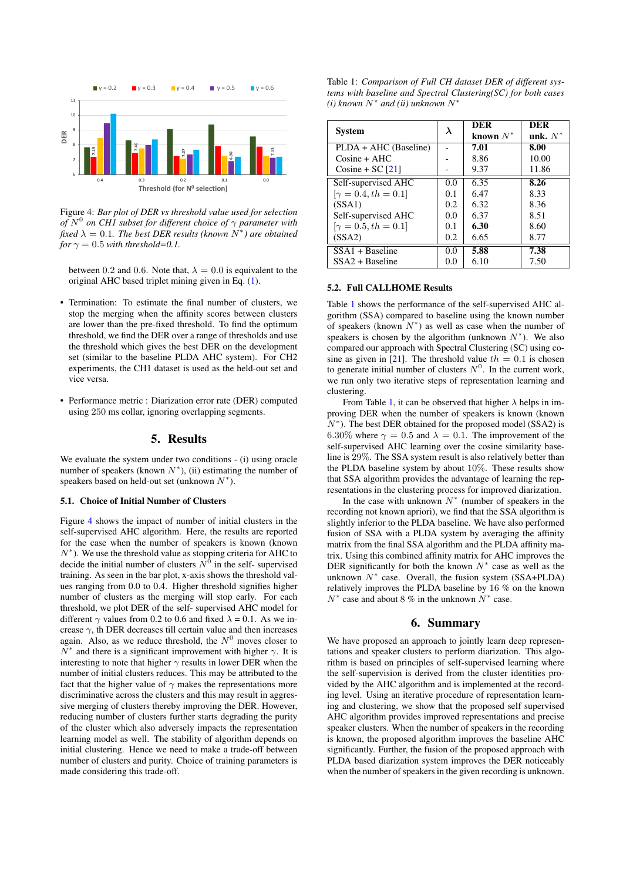Figure 4: *Bar plot of DER vs threshold value used for selection of $N^0$ on CH1 subset for different choice of $\gamma$ parameter with fixed $\lambda = 0.1$. The best DER results (known $N^*$) are obtained for $\gamma = 0.5$ with threshold=0.1.*

between 0.2 and 0.6. Note that, $\lambda = 0.0$ is equivalent to the original AHC based triplet mining given in Eq. (1).

- Termination: To estimate the final number of clusters, we stop the merging when the affinity scores between clusters are lower than the pre-fixed threshold. To find the optimum threshold, we find the DER over a range of thresholds and use the threshold which gives the best DER on the development set (similar to the baseline PLDA AHC system). For CH2 experiments, the CH1 dataset is used as the held-out set and vice versa.
- Performance metric : Diarization error rate (DER) computed using 250 ms collar, ignoring overlapping segments.

## 5. Results

We evaluate the system under two conditions - (i) using oracle number of speakers (known $N^*$), (ii) estimating the number of speakers based on held-out set (unknown $N^*$).

### 5.1. Choice of Initial Number of Clusters

Figure 4 shows the impact of number of initial clusters in the self-supervised AHC algorithm. Here, the results are reported for the case when the number of speakers is known (known $N^*$). We use the threshold value as stopping criteria for AHC to decide the initial number of clusters $N^0$ in the self- supervised training. As seen in the bar plot, x-axis shows the threshold values ranging from 0.0 to 0.4. Higher threshold signifies higher number of clusters as the merging will stop early. For each threshold, we plot DER of the self- supervised AHC model for different $\gamma$ values from 0.2 to 0.6 and fixed $\lambda$ = 0.1. As we increase $\gamma$, th DER decreases till certain value and then increases again. Also, as we reduce threshold, the $N^0$ moves closer to $N^*$ and there is a significant improvement with higher $\gamma$. It is interesting to note that higher $\gamma$ results in lower DER when the number of initial clusters reduces. This may be attributed to the fact that the higher value of $\gamma$ makes the representations more discriminative across the clusters and this may result in aggressive merging of clusters thereby improving the DER. However, reducing number of clusters further starts degrading the purity of the cluster which also adversely impacts the representation learning model as well. The stability of algorithm depends on initial clustering. Hence we need to make a trade-off between number of clusters and purity. Choice of training parameters is made considering this trade-off.

Table 1: *Comparison of Full CH dataset DER of different systems with baseline and Spectral Clustering(SC) for both cases (i) known $N^*$ and (ii) unknown $N^*$*

| System | $\lambda$ | DER known $N^*$ | DER unk. $N^*$ |
|---|---|---|---|
| PLDA + AHC (Baseline) | - | **7.01** | **8.00** |
| Cosine + AHC | - | 8.86 | 10.00 |
| Cosine + SC [21] | - | 9.37 | 11.86 |
| Self-supervised AHC | 0.0 | 6.35 | **8.26** |
| $[\gamma = 0.4, th = 0.1]$ | 0.1 | 6.47 | 8.33 |
| (SSA1) | 0.2 | 6.32 | 8.36 |
| Self-supervised AHC | 0.0 | 6.37 | 8.51 |
| $[\gamma = 0.5, th = 0.1]$ | 0.1 | **6.30** | 8.60 |
| (SSA2) | 0.2 | 6.65 | 8.77 |
| SSA1 + Baseline | 0.0 | **5.88** | **7.38** |
| SSA2 + Baseline | 0.0 | 6.10 | 7.50 |

### 5.2. Full CALLHOME Results

Table 1 shows the performance of the self-supervised AHC algorithm (SSA) compared to baseline using the known number of speakers (known $N^*$) as well as case when the number of speakers is chosen by the algorithm (unknown $N^*$). We also compared our approach with Spectral Clustering (SC) using cosine as given in [21]. The threshold value $th = 0.1$ is chosen to generate initial number of clusters $N^0$. In the current work, we run only two iterative steps of representation learning and clustering.

From Table 1, it can be observed that higher $\lambda$ helps in improving DER when the number of speakers is known (known $N^*$). The best DER obtained for the proposed model (SSA2) is 6.30% where $\gamma = 0.5$ and $\lambda = 0.1$. The improvement of the self-supervised AHC learning over the cosine similarity baseline is 29%. The SSA system result is also relatively better than the PLDA baseline system by about 10%. These results show that SSA algorithm provides the advantage of learning the representations in the clustering process for improved diarization.

In the case with unknown $N^*$ (number of speakers in the recording not known apriori), we find that the SSA algorithm is slightly inferior to the PLDA baseline. We have also performed fusion of SSA with a PLDA system by averaging the affinity matrix from the final SSA algorithm and the PLDA affinity matrix. Using this combined affinity matrix for AHC improves the DER significantly for both the known $N^*$ case as well as the unknown $N^*$ case. Overall, the fusion system (SSA+PLDA) relatively improves the PLDA baseline by 16 % on the known $N^*$ case and about 8 % in the unknown $N^*$ case.

## 6. Summary

We have proposed an approach to jointly learn deep representations and speaker clusters to perform diarization. This algorithm is based on principles of self-supervised learning where the self-supervision is derived from the cluster identities provided by the AHC algorithm and is implemented at the recording level. Using an iterative procedure of representation learning and clustering, we show that the proposed self supervised AHC algorithm provides improved representations and precise speaker clusters. When the number of speakers in the recording is known, the proposed algorithm improves the baseline AHC significantly. Further, the fusion of the proposed approach with PLDA based diarization system improves the DER noticeably when the number of speakers in the given recording is unknown.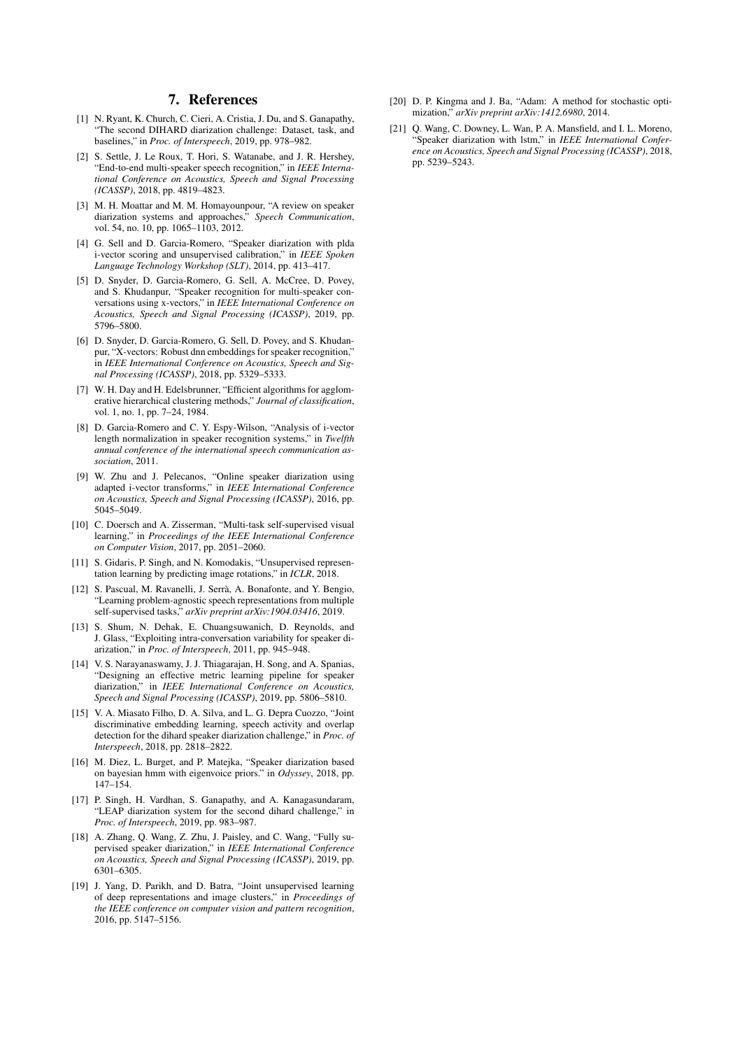# 7. References

[1] N. Ryant, K. Church, C. Cieri, A. Cristia, J. Du, and S. Ganapathy, "The second DIHARD diarization challenge: Dataset, task, and baselines," in *Proc. of Interspeech*, 2019, pp. 978–982.

[2] S. Settle, J. Le Roux, T. Hori, S. Watanabe, and J. R. Hershey, "End-to-end multi-speaker speech recognition," in *IEEE International Conference on Acoustics, Speech and Signal Processing (ICASSP)*, 2018, pp. 4819–4823.

[3] M. H. Moattar and M. M. Homayounpour, "A review on speaker diarization systems and approaches," *Speech Communication*, vol. 54, no. 10, pp. 1065–1103, 2012.

[4] G. Sell and D. Garcia-Romero, "Speaker diarization with plda i-vector scoring and unsupervised calibration," in *IEEE Spoken Language Technology Workshop (SLT)*, 2014, pp. 413–417.

[5] D. Snyder, D. Garcia-Romero, G. Sell, A. McCree, D. Povey, and S. Khudanpur, "Speaker recognition for multi-speaker conversations using x-vectors," in *IEEE International Conference on Acoustics, Speech and Signal Processing (ICASSP)*, 2019, pp. 5796–5800.

[6] D. Snyder, D. Garcia-Romero, G. Sell, D. Povey, and S. Khudanpur, "X-vectors: Robust dnn embeddings for speaker recognition," in *IEEE International Conference on Acoustics, Speech and Signal Processing (ICASSP)*, 2018, pp. 5329–5333.

[7] W. H. Day and H. Edelsbrunner, "Efficient algorithms for agglomerative hierarchical clustering methods," *Journal of classification*, vol. 1, no. 1, pp. 7–24, 1984.

[8] D. Garcia-Romero and C. Y. Espy-Wilson, "Analysis of i-vector length normalization in speaker recognition systems," in *Twelfth annual conference of the international speech communication association*, 2011.

[9] W. Zhu and J. Pelecanos, "Online speaker diarization using adapted i-vector transforms," in *IEEE International Conference on Acoustics, Speech and Signal Processing (ICASSP)*, 2016, pp. 5045–5049.

[10] C. Doersch and A. Zisserman, "Multi-task self-supervised visual learning," in *Proceedings of the IEEE International Conference on Computer Vision*, 2017, pp. 2051–2060.

[11] S. Gidaris, P. Singh, and N. Komodakis, "Unsupervised representation learning by predicting image rotations," in *ICLR*, 2018.

[12] S. Pascual, M. Ravanelli, J. Serrà, A. Bonafonte, and Y. Bengio, "Learning problem-agnostic speech representations from multiple self-supervised tasks," *arXiv preprint arXiv:1904.03416*, 2019.

[13] S. Shum, N. Dehak, E. Chuangsuwanich, D. Reynolds, and J. Glass, "Exploiting intra-conversation variability for speaker diarization," in *Proc. of Interspeech*, 2011, pp. 945–948.

[14] V. S. Narayanaswamy, J. J. Thiagarajan, H. Song, and A. Spanias, "Designing an effective metric learning pipeline for speaker diarization," in *IEEE International Conference on Acoustics, Speech and Signal Processing (ICASSP)*, 2019, pp. 5806–5810.

[15] V. A. Miasato Filho, D. A. Silva, and L. G. Depra Cuozzo, "Joint discriminative embedding learning, speech activity and overlap detection for the dihard speaker diarization challenge," in *Proc. of Interspeech*, 2018, pp. 2818–2822.

[16] M. Diez, L. Burget, and P. Matejka, "Speaker diarization based on bayesian hmm with eigenvoice priors." in *Odyssey*, 2018, pp. 147–154.

[17] P. Singh, H. Vardhan, S. Ganapathy, and A. Kanagasundaram, "LEAP diarization system for the second dihard challenge," in *Proc. of Interspeech*, 2019, pp. 983–987.

[18] A. Zhang, Q. Wang, Z. Zhu, J. Paisley, and C. Wang, "Fully supervised speaker diarization," in *IEEE International Conference on Acoustics, Speech and Signal Processing (ICASSP)*, 2019, pp. 6301–6305.

[19] J. Yang, D. Parikh, and D. Batra, "Joint unsupervised learning of deep representations and image clusters," in *Proceedings of the IEEE conference on computer vision and pattern recognition*, 2016, pp. 5147–5156.

[20] D. P. Kingma and J. Ba, "Adam: A method for stochastic optimization," *arXiv preprint arXiv:1412.6980*, 2014.

[21] Q. Wang, C. Downey, L. Wan, P. A. Mansfield, and I. L. Moreno, "Speaker diarization with lstm," in *IEEE International Conference on Acoustics, Speech and Signal Processing (ICASSP)*, 2018, pp. 5239–5243.